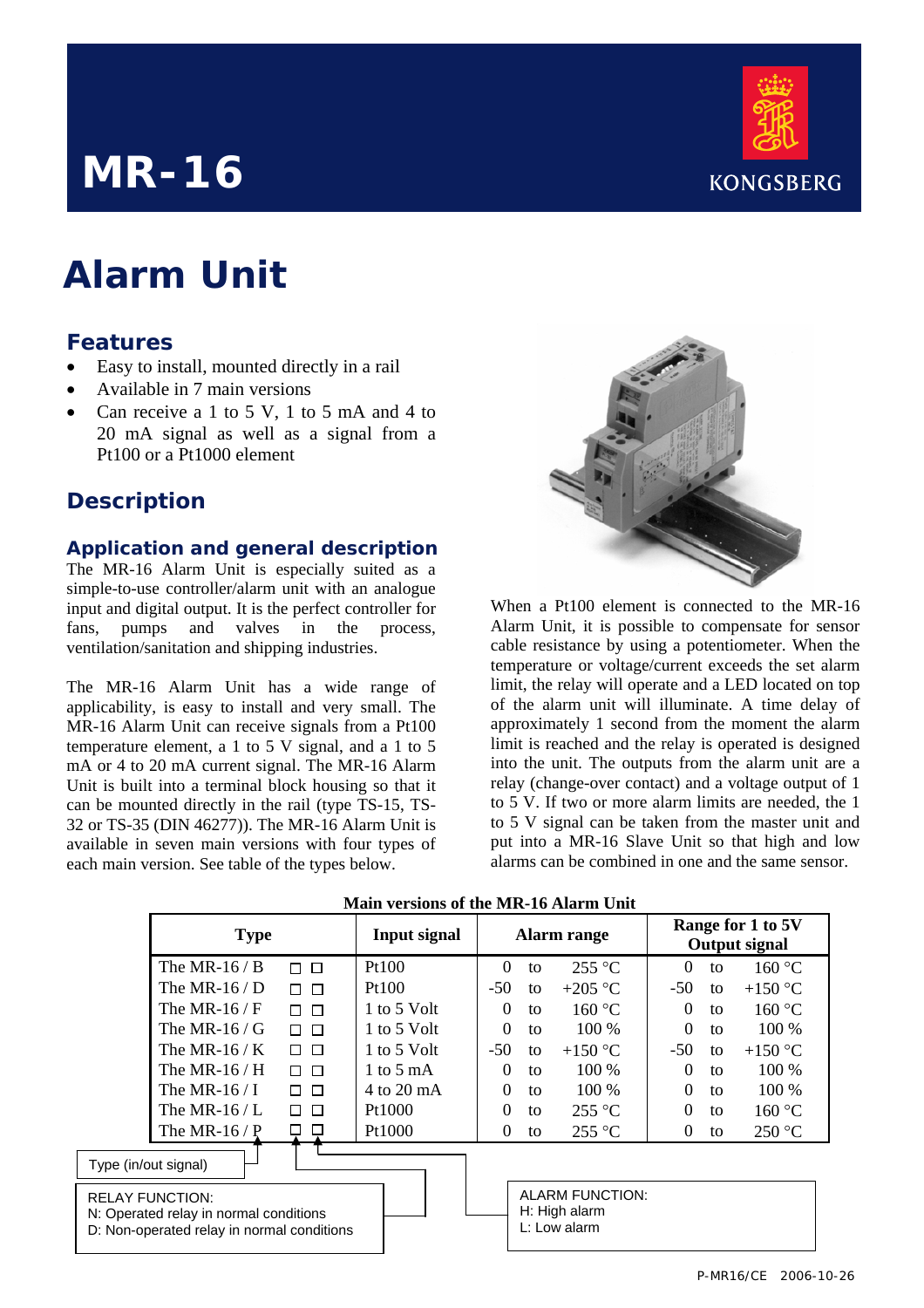# MR-16

KONGSBERG

# Alarm Unit

## Features

- Easy to install, mounted directly in a rail
- Available in 7 main versions
- Can receive a 1 to 5 V, 1 to 5 mA and 4 to 20 mA signal as well as a signal from a Pt100 or a Pt1000 element

## Description

### Application and general description

The MR-16 Alarm Unit is especially suited as a simple-to-use controller/alarm unit with an analogue input and digital output. It is the perfect controller for fans, pumps and valves in the process, ventilation/sanitation and shipping industries.

The MR-16 Alarm Unit has a wide range of applicability, is easy to install and very small. The MR-16 Alarm Unit can receive signals from a Pt100 temperature element, a 1 to 5 V signal, and a 1 to 5 mA or 4 to 20 mA current signal. The MR-16 Alarm Unit is built into a terminal block housing so that it can be mounted directly in the rail (type TS-15, TS-32 or TS-35 (DIN 46277)). The MR-16 Alarm Unit is available in seven main versions with four types of each main version. See table of the types below.

When a Pt100 element is connected to the MR-16 Alarm Unit, it is possible to compensate for sensor cable resistance by using a potentiometer. When the temperature or voltage/current exceeds the set alarm limit, the relay will operate and a LED located on top of the alarm unit will illuminate. A time delay of approximately 1 second from the moment the alarm limit is reached and the relay is operated is designed into the unit. The outputs from the alarm unit are a relay (change-over contact) and a voltage output of 1 to 5 V. If two or more alarm limits are needed, the 1 to 5 V signal can be taken from the master unit and put into a MR-16 Slave Unit so that high and low alarms can be combined in one and the same sensor.

**Main versions of the MR-16 Alarm Unit**

| Type | Input signal | Alarm range | Range for 1 to 5V Output signal |
|---|---|---|---|
| The MR-16 / B ☐ ☐ | Pt100 | 0 to 255 °C | 0 to 160 °C |
| The MR-16 / D ☐ ☐ | Pt100 | -50 to +205 °C | -50 to +150 °C |
| The MR-16 / F ☐ ☐ | 1 to 5 Volt | 0 to 160 °C | 0 to 160 °C |
| The MR-16 / G ☐ ☐ | 1 to 5 Volt | 0 to 100 % | 0 to 100 % |
| The MR-16 / K ☐ ☐ | 1 to 5 Volt | -50 to +150 °C | -50 to +150 °C |
| The MR-16 / H ☐ ☐ | 1 to 5 mA | 0 to 100 % | 0 to 100 % |
| The MR-16 / I ☐ ☐ | 4 to 20 mA | 0 to 100 % | 0 to 100 % |
| The MR-16 / L ☐ ☐ | Pt1000 | 0 to 255 °C | 0 to 160 °C |
| The MR-16 / P ☐ ☐ | Pt1000 | 0 to 255 °C | 0 to 250 °C |

Type (in/out signal)

RELAY FUNCTION:
N: Operated relay in normal conditions
D: Non-operated relay in normal conditions

ALARM FUNCTION:
H: High alarm
L: Low alarm

P-MR16/CE 2006-10-26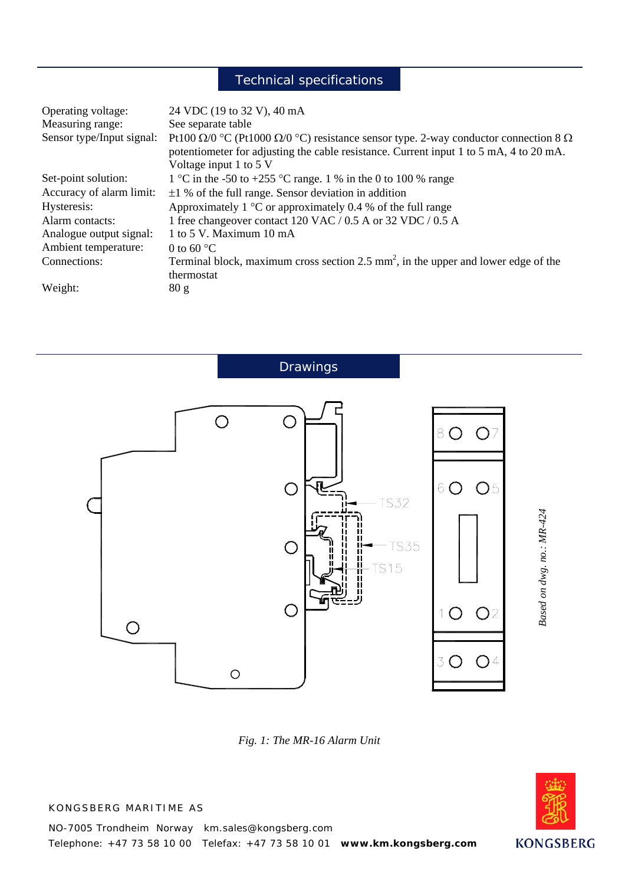## Technical specifications

| | |
|---|---|
| Operating voltage: | 24 VDC (19 to 32 V), 40 mA |
| Measuring range: | See separate table |
| Sensor type/Input signal: | Pt100 Ω/0 °C (Pt1000 Ω/0 °C) resistance sensor type. 2-way conductor connection 8 Ω potentiometer for adjusting the cable resistance. Current input 1 to 5 mA, 4 to 20 mA. Voltage input 1 to 5 V |
| Set-point solution: | 1 °C in the -50 to +255 °C range. 1 % in the 0 to 100 % range |
| Accuracy of alarm limit: | ±1 % of the full range. Sensor deviation in addition |
| Hysteresis: | Approximately 1 °C or approximately 0.4 % of the full range |
| Alarm contacts: | 1 free changeover contact 120 VAC / 0.5 A or 32 VDC / 0.5 A |
| Analogue output signal: | 1 to 5 V. Maximum 10 mA |
| Ambient temperature: | 0 to 60 °C |
| Connections: | Terminal block, maximum cross section 2.5 mm$^2$, in the upper and lower edge of the thermostat |
| Weight: | 80 g |

## Drawings

TS32
TS35
TS15
8 7
6 5
1 2
3 4

*Based on dwg. no.: MR-424*

*Fig. 1: The MR-16 Alarm Unit*

KONGSBERG MARITIME AS

NO-7005 Trondheim Norway km.sales@kongsberg.com
Telephone: +47 73 58 10 00 Telefax: +47 73 58 10 01 **www.km.kongsberg.com**

KONGSBERG